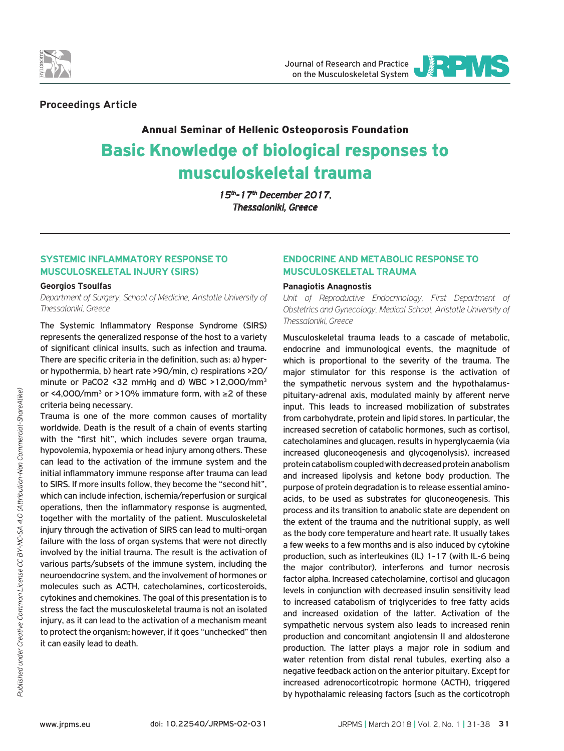**Proceedings Article**

**Annual Seminar of Hellenic Osteoporosis Foundation**

# Basic Knowledge of biological responses to musculoskeletal trauma

*15th-17th December 2017, Thessaloniki, Greece*

## SYSTEMIC INFLAMMATORY RESPONSE TO MUSCULOSKELETAL INJURY (SIRS)

**Georgios Tsoulfas**

*Department of Surgery, School of Medicine, Aristotle University of Thessaloniki, Greece*

The Systemic Inflammatory Response Syndrome (SIRS) represents the generalized response of the host to a variety of significant clinical insults, such as infection and trauma. There are specific criteria in the definition, such as: a) hyper- or hypothermia, b) heart rate >90/min, c) respirations >20/minute or PaCO2 <32 mmHg and d) WBC >12,000/mm$^3$ or <4,000/mm$^3$ or >10% immature form, with ≥2 of these criteria being necessary.

Trauma is one of the more common causes of mortality worldwide. Death is the result of a chain of events starting with the "first hit", which includes severe organ trauma, hypovolemia, hypoxemia or head injury among others. These can lead to the activation of the immune system and the initial inflammatory immune response after trauma can lead to SIRS. If more insults follow, they become the "second hit", which can include infection, ischemia/reperfusion or surgical operations, then the inflammatory response is augmented, together with the mortality of the patient. Musculoskeletal injury through the activation of SIRS can lead to multi-organ failure with the loss of organ systems that were not directly involved by the initial trauma. The result is the activation of various parts/subsets of the immune system, including the neuroendocrine system, and the involvement of hormones or molecules such as ACTH, catecholamines, corticosteroids, cytokines and chemokines. The goal of this presentation is to stress the fact the musculoskeletal trauma is not an isolated injury, as it can lead to the activation of a mechanism meant to protect the organism; however, if it goes "unchecked" then it can easily lead to death.

## ENDOCRINE AND METABOLIC RESPONSE TO MUSCULOSKELETAL TRAUMA

**Panagiotis Anagnostis**

*Unit of Reproductive Endocrinology, First Department of Obstetrics and Gynecology, Medical School, Aristotle University of Thessaloniki, Greece*

Musculoskeletal trauma leads to a cascade of metabolic, endocrine and immunological events, the magnitude of which is proportional to the severity of the trauma. The major stimulator for this response is the activation of the sympathetic nervous system and the hypothalamus-pituitary-adrenal axis, modulated mainly by afferent nerve input. This leads to increased mobilization of substrates from carbohydrate, protein and lipid stores. In particular, the increased secretion of catabolic hormones, such as cortisol, catecholamines and glucagon, results in hyperglycaemia (via increased gluconeogenesis and glycogenolysis), increased protein catabolism coupled with decreased protein anabolism and increased lipolysis and ketone body production. The purpose of protein degradation is to release essential amino-acids, to be used as substrates for gluconeogenesis. This process and its transition to anabolic state are dependent on the extent of the trauma and the nutritional supply, as well as the body core temperature and heart rate. It usually takes a few weeks to a few months and is also induced by cytokine production, such as interleukines (IL) 1-17 (with IL-6 being the major contributor), interferons and tumor necrosis factor alpha. Increased catecholamine, cortisol and glucagon levels in conjunction with decreased insulin sensitivity lead to increased catabolism of triglycerides to free fatty acids and increased oxidation of the latter. Activation of the sympathetic nervous system also leads to increased renin production and concomitant angiotensin II and aldosterone production. The latter plays a major role in sodium and water retention from distal renal tubules, exerting also a negative feedback action on the anterior pituitary. Except for increased adrenocorticotropic hormone (ACTH), triggered by hypothalamic releasing factors [such as the corticotroph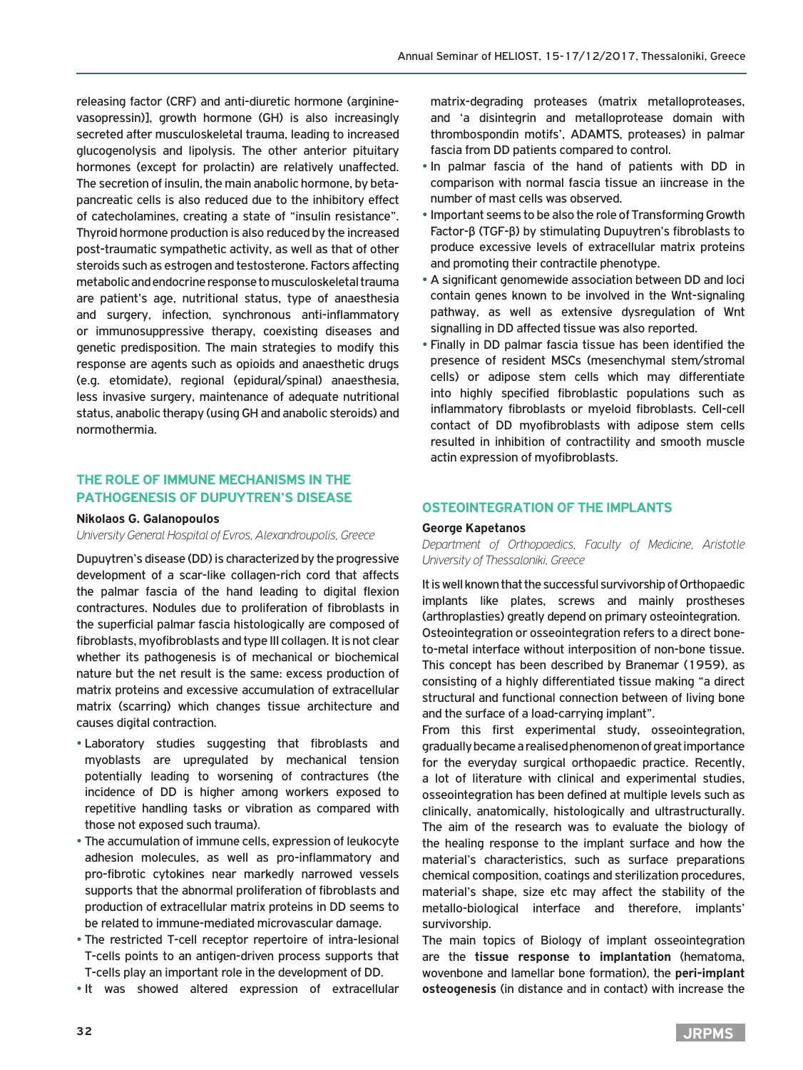releasing factor (CRF) and anti-diuretic hormone (arginine-vasopressin)], growth hormone (GH) is also increasingly secreted after musculoskeletal trauma, leading to increased glucogenolysis and lipolysis. The other anterior pituitary hormones (except for prolactin) are relatively unaffected. The secretion of insulin, the main anabolic hormone, by beta-pancreatic cells is also reduced due to the inhibitory effect of catecholamines, creating a state of "insulin resistance". Thyroid hormone production is also reduced by the increased post-traumatic sympathetic activity, as well as that of other steroids such as estrogen and testosterone. Factors affecting metabolic and endocrine response to musculoskeletal trauma are patient's age, nutritional status, type of anaesthesia and surgery, infection, synchronous anti-inflammatory or immunosuppressive therapy, coexisting diseases and genetic predisposition. The main strategies to modify this response are agents such as opioids and anaesthetic drugs (e.g. etomidate), regional (epidural/spinal) anaesthesia, less invasive surgery, maintenance of adequate nutritional status, anabolic therapy (using GH and anabolic steroids) and normothermia.

## THE ROLE OF IMMUNE MECHANISMS IN THE PATHOGENESIS OF DUPUYTREN'S DISEASE

**Nikolaos G. Galanopoulos**

*University General Hospital of Evros, Alexandroupolis, Greece*

Dupuytren's disease (DD) is characterized by the progressive development of a scar-like collagen-rich cord that affects the palmar fascia of the hand leading to digital flexion contractures. Nodules due to proliferation of fibroblasts in the superficial palmar fascia histologically are composed of fibroblasts, myofibroblasts and type III collagen. It is not clear whether its pathogenesis is of mechanical or biochemical nature but the net result is the same: excess production of matrix proteins and excessive accumulation of extracellular matrix (scarring) which changes tissue architecture and causes digital contraction.

- Laboratory studies suggesting that fibroblasts and myoblasts are upregulated by mechanical tension potentially leading to worsening of contractures (the incidence of DD is higher among workers exposed to repetitive handling tasks or vibration as compared with those not exposed such trauma).
- The accumulation of immune cells, expression of leukocyte adhesion molecules, as well as pro-inflammatory and pro-fibrotic cytokines near markedly narrowed vessels supports that the abnormal proliferation of fibroblasts and production of extracellular matrix proteins in DD seems to be related to immune-mediated microvascular damage.
- The restricted T-cell receptor repertoire of intra-lesional T-cells points to an antigen-driven process supports that T-cells play an important role in the development of DD.
- It was showed altered expression of extracellular matrix-degrading proteases (matrix metalloproteases, and 'a disintegrin and metalloprotease domain with thrombospondin motifs', ADAMTS, proteases) in palmar fascia from DD patients compared to control.
- In palmar fascia of the hand of patients with DD in comparison with normal fascia tissue an iincrease in the number of mast cells was observed.
- Important seems to be also the role of Transforming Growth Factor-β (TGF-β) by stimulating Dupuytren's fibroblasts to produce excessive levels of extracellular matrix proteins and promoting their contractile phenotype.
- A significant genomewide association between DD and loci contain genes known to be involved in the Wnt-signaling pathway, as well as extensive dysregulation of Wnt signalling in DD affected tissue was also reported.
- Finally in DD palmar fascia tissue has been identified the presence of resident MSCs (mesenchymal stem/stromal cells) or adipose stem cells which may differentiate into highly specified fibroblastic populations such as inflammatory fibroblasts or myeloid fibroblasts. Cell-cell contact of DD myofibroblasts with adipose stem cells resulted in inhibition of contractility and smooth muscle actin expression of myofibroblasts.

## OSTEOINTEGRATION OF THE IMPLANTS

**George Kapetanos**

*Department of Orthopaedics, Faculty of Medicine, Aristotle University of Thessaloniki, Greece*

It is well known that the successful survivorship of Orthopaedic implants like plates, screws and mainly prostheses (arthroplasties) greatly depend on primary osteointegration.
Osteointegration or osseointegration refers to a direct bone-to-metal interface without interposition of non-bone tissue. This concept has been described by Branemar (1959), as consisting of a highly differentiated tissue making "a direct structural and functional connection between of living bone and the surface of a load-carrying implant".
From this first experimental study, osseointegration, gradually became a realised phenomenon of great importance for the everyday surgical orthopaedic practice. Recently, a lot of literature with clinical and experimental studies, osseointegration has been defined at multiple levels such as clinically, anatomically, histologically and ultrastructurally. The aim of the research was to evaluate the biology of the healing response to the implant surface and how the material's characteristics, such as surface preparations chemical composition, coatings and sterilization procedures, material's shape, size etc may affect the stability of the metallo-biological interface and therefore, implants' survivorship.
The main topics of Biology of implant osseointegration are the **tissue response to implantation** (hematoma, wovenbone and lamellar bone formation), the **peri-implant osteogenesis** (in distance and in contact) with increase the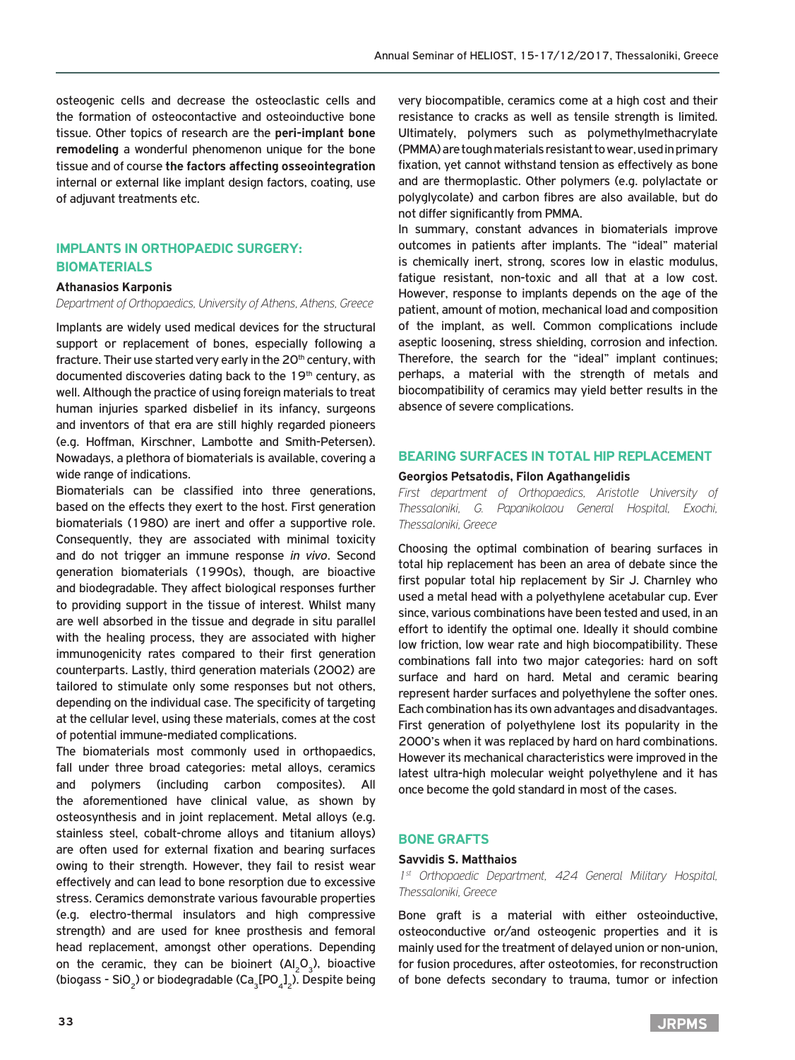osteogenic cells and decrease the osteoclastic cells and the formation of osteocontactive and osteoinductive bone tissue. Other topics of research are the **peri-implant bone remodeling** a wonderful phenomenon unique for the bone tissue and of course **the factors affecting osseointegration** internal or external like implant design factors, coating, use of adjuvant treatments etc.

## IMPLANTS IN ORTHOPAEDIC SURGERY: BIOMATERIALS

**Athanasios Karponis**

*Department of Orthopaedics, University of Athens, Athens, Greece*

Implants are widely used medical devices for the structural support or replacement of bones, especially following a fracture. Their use started very early in the 20th century, with documented discoveries dating back to the 19th century, as well. Although the practice of using foreign materials to treat human injuries sparked disbelief in its infancy, surgeons and inventors of that era are still highly regarded pioneers (e.g. Hoffman, Kirschner, Lambotte and Smith-Petersen). Nowadays, a plethora of biomaterials is available, covering a wide range of indications.

Biomaterials can be classified into three generations, based on the effects they exert to the host. First generation biomaterials (1980) are inert and offer a supportive role. Consequently, they are associated with minimal toxicity and do not trigger an immune response *in vivo*. Second generation biomaterials (1990s), though, are bioactive and biodegradable. They affect biological responses further to providing support in the tissue of interest. Whilst many are well absorbed in the tissue and degrade in situ parallel with the healing process, they are associated with higher immunogenicity rates compared to their first generation counterparts. Lastly, third generation materials (2002) are tailored to stimulate only some responses but not others, depending on the individual case. The specificity of targeting at the cellular level, using these materials, comes at the cost of potential immune-mediated complications.

The biomaterials most commonly used in orthopaedics, fall under three broad categories: metal alloys, ceramics and polymers (including carbon composites). All the aforementioned have clinical value, as shown by osteosynthesis and in joint replacement. Metal alloys (e.g. stainless steel, cobalt-chrome alloys and titanium alloys) are often used for external fixation and bearing surfaces owing to their strength. However, they fail to resist wear effectively and can lead to bone resorption due to excessive stress. Ceramics demonstrate various favourable properties (e.g. electro-thermal insulators and high compressive strength) and are used for knee prosthesis and femoral head replacement, amongst other operations. Depending on the ceramic, they can be bioinert ($Al_2O_3$), bioactive (biogass - $SiO_2$) or biodegradable ($Ca_3[PO_4]_2$). Despite being very biocompatible, ceramics come at a high cost and their resistance to cracks as well as tensile strength is limited. Ultimately, polymers such as polymethylmethacrylate (PMMA) are tough materials resistant to wear, used in primary fixation, yet cannot withstand tension as effectively as bone and are thermoplastic. Other polymers (e.g. polylactate or polyglycolate) and carbon fibres are also available, but do not differ significantly from PMMA.

In summary, constant advances in biomaterials improve outcomes in patients after implants. The "ideal" material is chemically inert, strong, scores low in elastic modulus, fatigue resistant, non-toxic and all that at a low cost. However, response to implants depends on the age of the patient, amount of motion, mechanical load and composition of the implant, as well. Common complications include aseptic loosening, stress shielding, corrosion and infection. Therefore, the search for the "ideal" implant continues; perhaps, a material with the strength of metals and biocompatibility of ceramics may yield better results in the absence of severe complications.

## BEARING SURFACES IN TOTAL HIP REPLACEMENT

**Georgios Petsatodis, Filon Agathangelidis**

*First department of Orthopaedics, Aristotle University of Thessaloniki, G. Papanikolaou General Hospital, Exochi, Thessaloniki, Greece*

Choosing the optimal combination of bearing surfaces in total hip replacement has been an area of debate since the first popular total hip replacement by Sir J. Charnley who used a metal head with a polyethylene acetabular cup. Ever since, various combinations have been tested and used, in an effort to identify the optimal one. Ideally it should combine low friction, low wear rate and high biocompatibility. These combinations fall into two major categories: hard on soft surface and hard on hard. Metal and ceramic bearing represent harder surfaces and polyethylene the softer ones. Each combination has its own advantages and disadvantages. First generation of polyethylene lost its popularity in the 2000's when it was replaced by hard on hard combinations. However its mechanical characteristics were improved in the latest ultra-high molecular weight polyethylene and it has once become the gold standard in most of the cases.

## BONE GRAFTS

**Savvidis S. Matthaios**

*1st Orthopaedic Department, 424 General Military Hospital, Thessaloniki, Greece*

Bone graft is a material with either osteoinductive, osteoconductive or/and osteogenic properties and it is mainly used for the treatment of delayed union or non-union, for fusion procedures, after osteotomies, for reconstruction of bone defects secondary to trauma, tumor or infection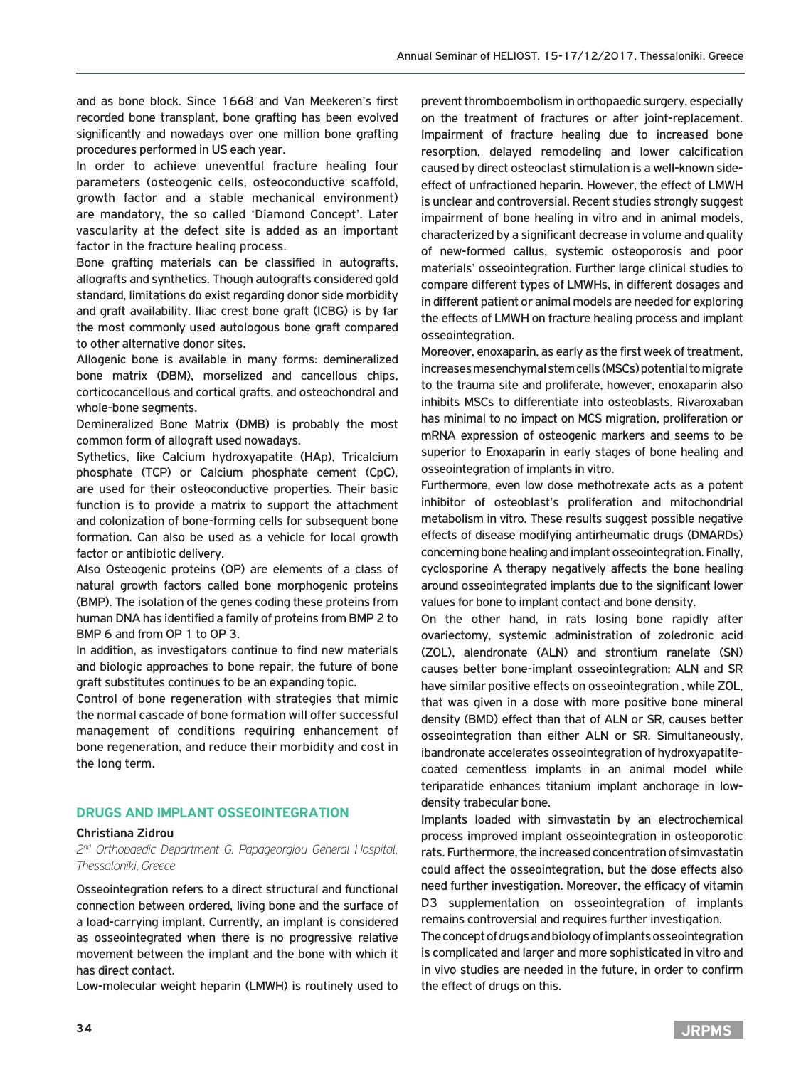and as bone block. Since 1668 and Van Meekeren's first recorded bone transplant, bone grafting has been evolved significantly and nowadays over one million bone grafting procedures performed in US each year.

In order to achieve uneventful fracture healing four parameters (osteogenic cells, osteoconductive scaffold, growth factor and a stable mechanical environment) are mandatory, the so called 'Diamond Concept'. Later vascularity at the defect site is added as an important factor in the fracture healing process.

Bone grafting materials can be classified in autografts, allografts and synthetics. Though autografts considered gold standard, limitations do exist regarding donor side morbidity and graft availability. Iliac crest bone graft (ICBG) is by far the most commonly used autologous bone graft compared to other alternative donor sites.

Allogenic bone is available in many forms: demineralized bone matrix (DBM), morselized and cancellous chips, corticocancellous and cortical grafts, and osteochondral and whole-bone segments.

Demineralized Bone Matrix (DMB) is probably the most common form of allograft used nowadays.

Sythetics, like Calcium hydroxyapatite (HAp), Tricalcium phosphate (TCP) or Calcium phosphate cement (CpC), are used for their osteoconductive properties. Their basic function is to provide a matrix to support the attachment and colonization of bone-forming cells for subsequent bone formation. Can also be used as a vehicle for local growth factor or antibiotic delivery.

Also Osteogenic proteins (OP) are elements of a class of natural growth factors called bone morphogenic proteins (BMP). The isolation of the genes coding these proteins from human DNA has identified a family of proteins from BMP 2 to BMP 6 and from OP 1 to OP 3.

In addition, as investigators continue to find new materials and biologic approaches to bone repair, the future of bone graft substitutes continues to be an expanding topic.

Control of bone regeneration with strategies that mimic the normal cascade of bone formation will offer successful management of conditions requiring enhancement of bone regeneration, and reduce their morbidity and cost in the long term.

## DRUGS AND IMPLANT OSSEOINTEGRATION

**Christiana Zidrou**

*2nd Orthopaedic Department G. Papageorgiou General Hospital, Thessaloniki, Greece*

Osseointegration refers to a direct structural and functional connection between ordered, living bone and the surface of a load-carrying implant. Currently, an implant is considered as osseointegrated when there is no progressive relative movement between the implant and the bone with which it has direct contact.

Low-molecular weight heparin (LMWH) is routinely used to prevent thromboembolism in orthopaedic surgery, especially on the treatment of fractures or after joint-replacement. Impairment of fracture healing due to increased bone resorption, delayed remodeling and lower calcification caused by direct osteoclast stimulation is a well-known side-effect of unfractioned heparin. However, the effect of LMWH is unclear and controversial. Recent studies strongly suggest impairment of bone healing in vitro and in animal models, characterized by a significant decrease in volume and quality of new-formed callus, systemic osteoporosis and poor materials' osseointegration. Further large clinical studies to compare different types of LMWHs, in different dosages and in different patient or animal models are needed for exploring the effects of LMWH on fracture healing process and implant osseointegration.

Moreover, enoxaparin, as early as the first week of treatment, increases mesenchymal stem cells (MSCs) potential to migrate to the trauma site and proliferate, however, enoxaparin also inhibits MSCs to differentiate into osteoblasts. Rivaroxaban has minimal to no impact on MCS migration, proliferation or mRNA expression of osteogenic markers and seems to be superior to Enoxaparin in early stages of bone healing and osseointegration of implants in vitro.

Furthermore, even low dose methotrexate acts as a potent inhibitor of osteoblast's proliferation and mitochondrial metabolism in vitro. These results suggest possible negative effects of disease modifying antirheumatic drugs (DMARDs) concerning bone healing and implant osseointegration. Finally, cyclosporine A therapy negatively affects the bone healing around osseointegrated implants due to the significant lower values for bone to implant contact and bone density.

On the other hand, in rats losing bone rapidly after ovariectomy, systemic administration of zoledronic acid (ZOL), alendronate (ALN) and strontium ranelate (SN) causes better bone-implant osseointegration; ALN and SR have similar positive effects on osseointegration , while ZOL, that was given in a dose with more positive bone mineral density (BMD) effect than that of ALN or SR, causes better osseointegration than either ALN or SR. Simultaneously, ibandronate accelerates osseointegration of hydroxyapatite-coated cementless implants in an animal model while teriparatide enhances titanium implant anchorage in low-density trabecular bone.

Implants loaded with simvastatin by an electrochemical process improved implant osseointegration in osteoporotic rats. Furthermore, the increased concentration of simvastatin could affect the osseointegration, but the dose effects also need further investigation. Moreover, the efficacy of vitamin D3 supplementation on osseointegration of implants remains controversial and requires further investigation.

The concept of drugs and biology of implants osseointegration is complicated and larger and more sophisticated in vitro and in vivo studies are needed in the future, in order to confirm the effect of drugs on this.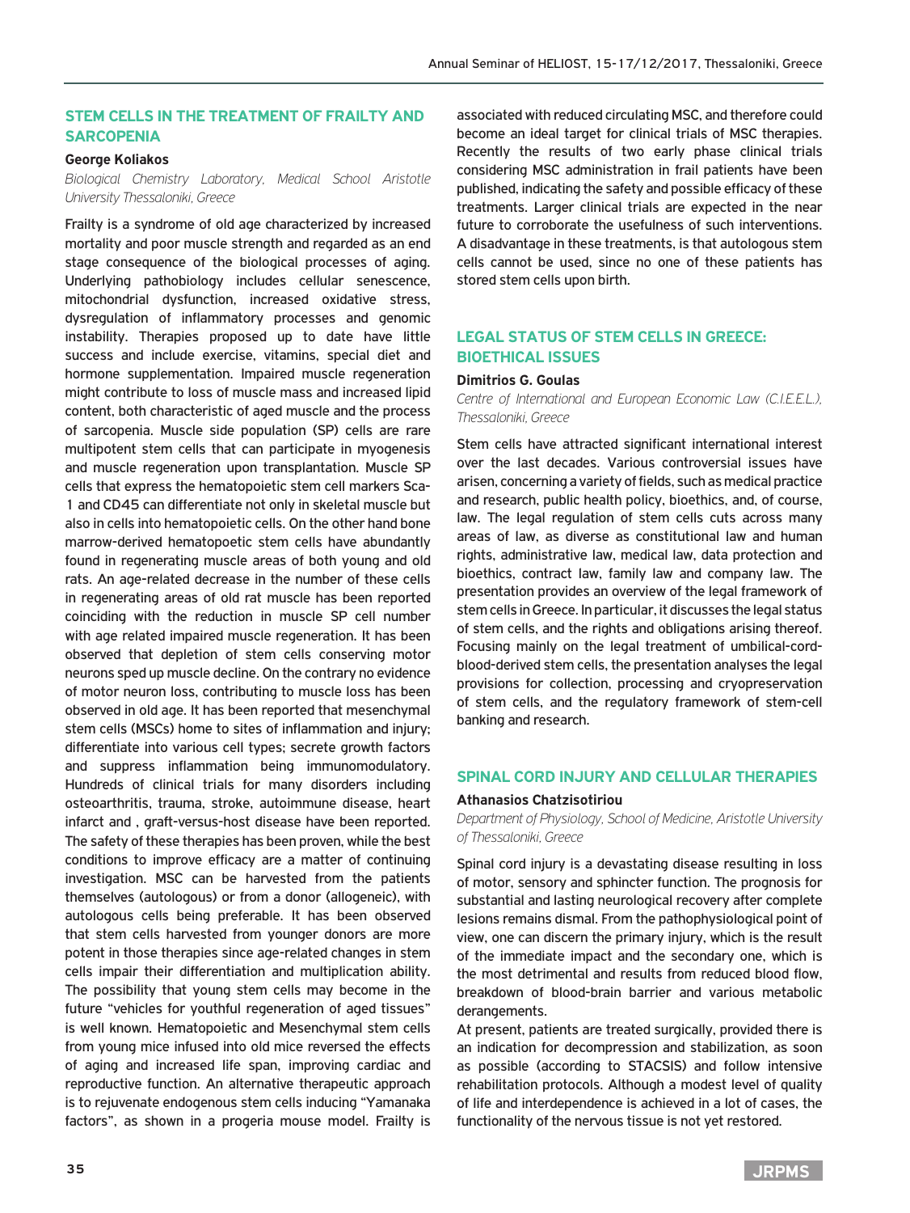## STEM CELLS IN THE TREATMENT OF FRAILTY AND SARCOPENIA

**George Koliakos**

*Biological Chemistry Laboratory, Medical School Aristotle University Thessaloniki, Greece*

Frailty is a syndrome of old age characterized by increased mortality and poor muscle strength and regarded as an end stage consequence of the biological processes of aging. Underlying pathobiology includes cellular senescence, mitochondrial dysfunction, increased oxidative stress, dysregulation of inflammatory processes and genomic instability. Therapies proposed up to date have little success and include exercise, vitamins, special diet and hormone supplementation. Impaired muscle regeneration might contribute to loss of muscle mass and increased lipid content, both characteristic of aged muscle and the process of sarcopenia. Muscle side population (SP) cells are rare multipotent stem cells that can participate in myogenesis and muscle regeneration upon transplantation. Muscle SP cells that express the hematopoietic stem cell markers Sca-1 and CD45 can differentiate not only in skeletal muscle but also in cells into hematopoietic cells. On the other hand bone marrow-derived hematopoetic stem cells have abundantly found in regenerating muscle areas of both young and old rats. An age-related decrease in the number of these cells in regenerating areas of old rat muscle has been reported coinciding with the reduction in muscle SP cell number with age related impaired muscle regeneration. It has been observed that depletion of stem cells conserving motor neurons sped up muscle decline. On the contrary no evidence of motor neuron loss, contributing to muscle loss has been observed in old age. It has been reported that mesenchymal stem cells (MSCs) home to sites of inflammation and injury; differentiate into various cell types; secrete growth factors and suppress inflammation being immunomodulatory. Hundreds of clinical trials for many disorders including osteoarthritis, trauma, stroke, autoimmune disease, heart infarct and , graft-versus-host disease have been reported. The safety of these therapies has been proven, while the best conditions to improve efficacy are a matter of continuing investigation. MSC can be harvested from the patients themselves (autologous) or from a donor (allogeneic), with autologous cells being preferable. It has been observed that stem cells harvested from younger donors are more potent in those therapies since age-related changes in stem cells impair their differentiation and multiplication ability. The possibility that young stem cells may become in the future "vehicles for youthful regeneration of aged tissues" is well known. Hematopoietic and Mesenchymal stem cells from young mice infused into old mice reversed the effects of aging and increased life span, improving cardiac and reproductive function. An alternative therapeutic approach is to rejuvenate endogenous stem cells inducing "Yamanaka factors", as shown in a progeria mouse model. Frailty is associated with reduced circulating MSC, and therefore could become an ideal target for clinical trials of MSC therapies. Recently the results of two early phase clinical trials considering MSC administration in frail patients have been published, indicating the safety and possible efficacy of these treatments. Larger clinical trials are expected in the near future to corroborate the usefulness of such interventions. A disadvantage in these treatments, is that autologous stem cells cannot be used, since no one of these patients has stored stem cells upon birth.

## LEGAL STATUS OF STEM CELLS IN GREECE: BIOETHICAL ISSUES

**Dimitrios G. Goulas**

*Centre of International and European Economic Law (C.I.E.E.L.), Thessaloniki, Greece*

Stem cells have attracted significant international interest over the last decades. Various controversial issues have arisen, concerning a variety of fields, such as medical practice and research, public health policy, bioethics, and, of course, law. The legal regulation of stem cells cuts across many areas of law, as diverse as constitutional law and human rights, administrative law, medical law, data protection and bioethics, contract law, family law and company law. The presentation provides an overview of the legal framework of stem cells in Greece. In particular, it discusses the legal status of stem cells, and the rights and obligations arising thereof. Focusing mainly on the legal treatment of umbilical-cord-blood-derived stem cells, the presentation analyses the legal provisions for collection, processing and cryopreservation of stem cells, and the regulatory framework of stem-cell banking and research.

## SPINAL CORD INJURY AND CELLULAR THERAPIES

**Athanasios Chatzisotiriou**

*Department of Physiology, School of Medicine, Aristotle University of Thessaloniki, Greece*

Spinal cord injury is a devastating disease resulting in loss of motor, sensory and sphincter function. The prognosis for substantial and lasting neurological recovery after complete lesions remains dismal. From the pathophysiological point of view, one can discern the primary injury, which is the result of the immediate impact and the secondary one, which is the most detrimental and results from reduced blood flow, breakdown of blood-brain barrier and various metabolic derangements.

At present, patients are treated surgically, provided there is an indication for decompression and stabilization, as soon as possible (according to STACSIS) and follow intensive rehabilitation protocols. Although a modest level of quality of life and interdependence is achieved in a lot of cases, the functionality of the nervous tissue is not yet restored.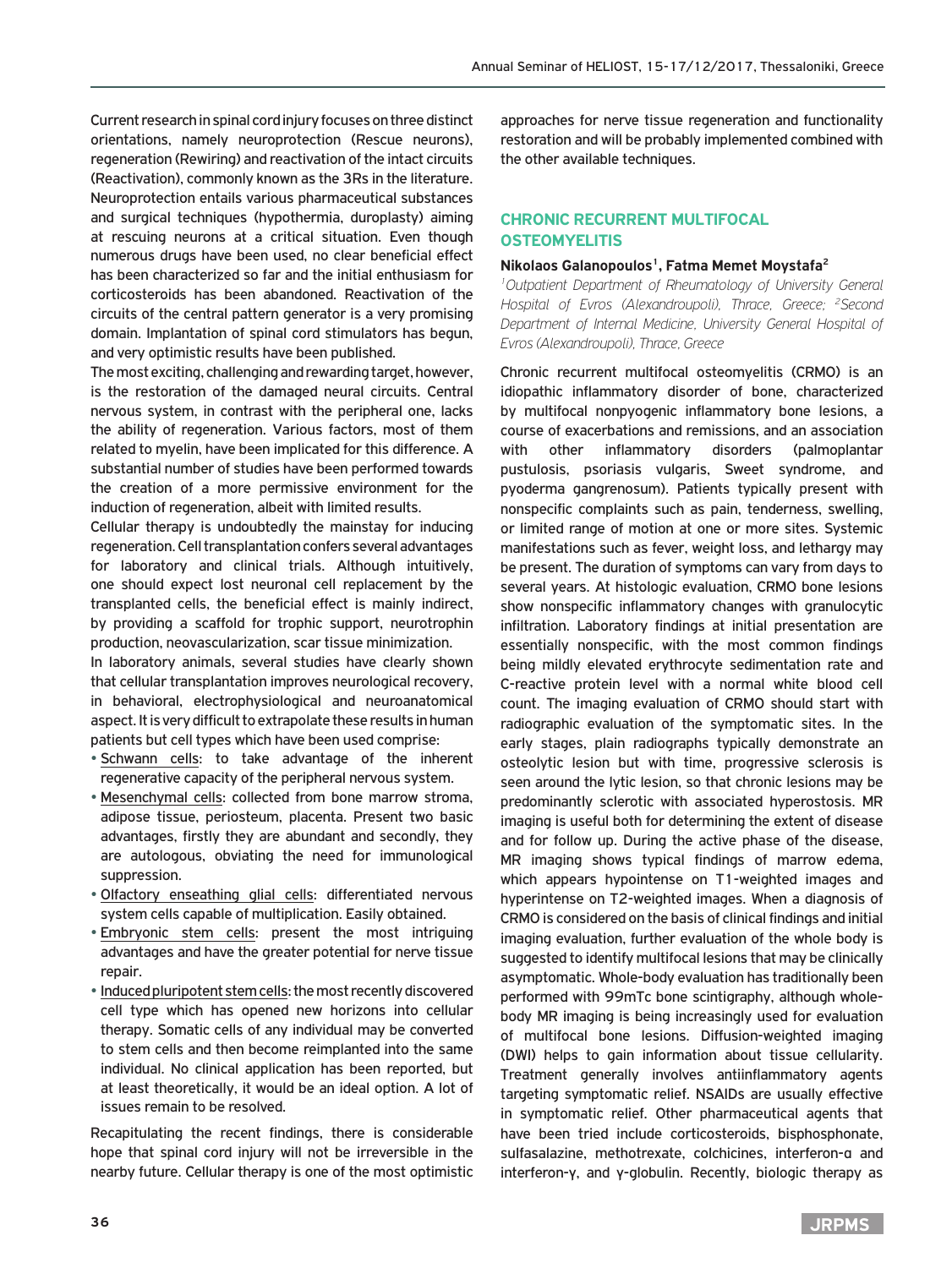Current research in spinal cord injury focuses on three distinct orientations, namely neuroprotection (Rescue neurons), regeneration (Rewiring) and reactivation of the intact circuits (Reactivation), commonly known as the 3Rs in the literature. Neuroprotection entails various pharmaceutical substances and surgical techniques (hypothermia, duroplasty) aiming at rescuing neurons at a critical situation. Even though numerous drugs have been used, no clear beneficial effect has been characterized so far and the initial enthusiasm for corticosteroids has been abandoned. Reactivation of the circuits of the central pattern generator is a very promising domain. Implantation of spinal cord stimulators has begun, and very optimistic results have been published.

The most exciting, challenging and rewarding target, however, is the restoration of the damaged neural circuits. Central nervous system, in contrast with the peripheral one, lacks the ability of regeneration. Various factors, most of them related to myelin, have been implicated for this difference. A substantial number of studies have been performed towards the creation of a more permissive environment for the induction of regeneration, albeit with limited results.

Cellular therapy is undoubtedly the mainstay for inducing regeneration. Cell transplantation confers several advantages for laboratory and clinical trials. Although intuitively, one should expect lost neuronal cell replacement by the transplanted cells, the beneficial effect is mainly indirect, by providing a scaffold for trophic support, neurotrophin production, neovascularization, scar tissue minimization.

In laboratory animals, several studies have clearly shown that cellular transplantation improves neurological recovery, in behavioral, electrophysiological and neuroanatomical aspect. It is very difficult to extrapolate these results in human patients but cell types which have been used comprise:

- Schwann cells: to take advantage of the inherent regenerative capacity of the peripheral nervous system.
- Mesenchymal cells: collected from bone marrow stroma, adipose tissue, periosteum, placenta. Present two basic advantages, firstly they are abundant and secondly, they are autologous, obviating the need for immunological suppression.
- Olfactory enseathing glial cells: differentiated nervous system cells capable of multiplication. Easily obtained.
- Embryonic stem cells: present the most intriguing advantages and have the greater potential for nerve tissue repair.
- Induced pluripotent stem cells: the most recently discovered cell type which has opened new horizons into cellular therapy. Somatic cells of any individual may be converted to stem cells and then become reimplanted into the same individual. No clinical application has been reported, but at least theoretically, it would be an ideal option. A lot of issues remain to be resolved.

Recapitulating the recent findings, there is considerable hope that spinal cord injury will not be irreversible in the nearby future. Cellular therapy is one of the most optimistic approaches for nerve tissue regeneration and functionality restoration and will be probably implemented combined with the other available techniques.

## CHRONIC RECURRENT MULTIFOCAL OSTEOMYELITIS

**Nikolaos Galanopoulos[1], Fatma Memet Moystafa[2]**

*[1]Outpatient Department of Rheumatology of University General Hospital of Evros (Alexandroupoli), Thrace, Greece; [2]Second Department of Internal Medicine, University General Hospital of Evros (Alexandroupoli), Thrace, Greece*

Chronic recurrent multifocal osteomyelitis (CRMO) is an idiopathic inflammatory disorder of bone, characterized by multifocal nonpyogenic inflammatory bone lesions, a course of exacerbations and remissions, and an association with other inflammatory disorders (palmoplantar pustulosis, psoriasis vulgaris, Sweet syndrome, and pyoderma gangrenosum). Patients typically present with nonspecific complaints such as pain, tenderness, swelling, or limited range of motion at one or more sites. Systemic manifestations such as fever, weight loss, and lethargy may be present. The duration of symptoms can vary from days to several years. At histologic evaluation, CRMO bone lesions show nonspecific inflammatory changes with granulocytic infiltration. Laboratory findings at initial presentation are essentially nonspecific, with the most common findings being mildly elevated erythrocyte sedimentation rate and C-reactive protein level with a normal white blood cell count. The imaging evaluation of CRMO should start with radiographic evaluation of the symptomatic sites. In the early stages, plain radiographs typically demonstrate an osteolytic lesion but with time, progressive sclerosis is seen around the lytic lesion, so that chronic lesions may be predominantly sclerotic with associated hyperostosis. MR imaging is useful both for determining the extent of disease and for follow up. During the active phase of the disease, MR imaging shows typical findings of marrow edema, which appears hypointense on T1-weighted images and hyperintense on T2-weighted images. When a diagnosis of CRMO is considered on the basis of clinical findings and initial imaging evaluation, further evaluation of the whole body is suggested to identify multifocal lesions that may be clinically asymptomatic. Whole-body evaluation has traditionally been performed with 99mTc bone scintigraphy, although whole-body MR imaging is being increasingly used for evaluation of multifocal bone lesions. Diffusion-weighted imaging (DWI) helps to gain information about tissue cellularity. Treatment generally involves antiinflammatory agents targeting symptomatic relief. NSAIDs are usually effective in symptomatic relief. Other pharmaceutical agents that have been tried include corticosteroids, bisphosphonate, sulfasalazine, methotrexate, colchicines, interferon-α and interferon-γ, and γ-globulin. Recently, biologic therapy as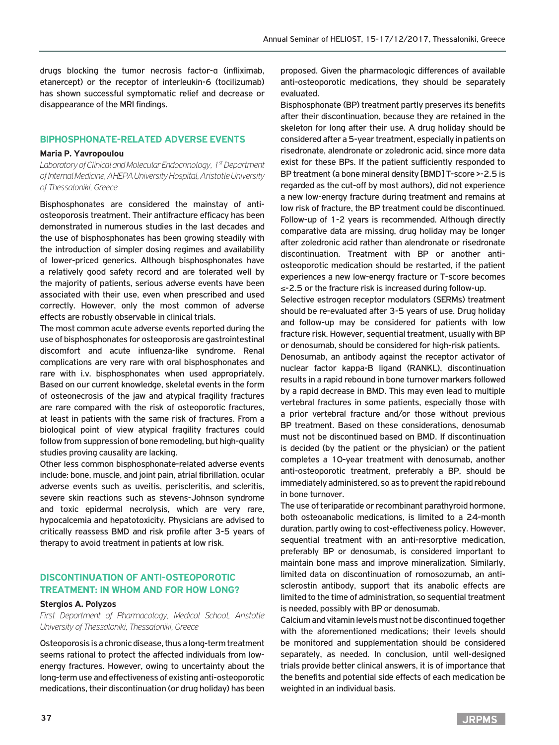drugs blocking the tumor necrosis factor-α (infliximab, etanercept) or the receptor of interleukin-6 (tocilizumab) has shown successful symptomatic relief and decrease or disappearance of the MRI findings.

## BIPHOSPHONATE-RELATED ADVERSE EVENTS

**Maria P. Yavropoulou**

*Laboratory of Clinical and Molecular Endocrinology, 1st Department of Internal Medicine, AHEPA University Hospital, Aristotle University of Thessaloniki, Greece*

Bisphosphonates are considered the mainstay of anti-osteoporosis treatment. Their antifracture efficacy has been demonstrated in numerous studies in the last decades and the use of bisphosphonates has been growing steadily with the introduction of simpler dosing regimes and availability of lower-priced generics. Although bisphosphonates have a relatively good safety record and are tolerated well by the majority of patients, serious adverse events have been associated with their use, even when prescribed and used correctly. However, only the most common of adverse effects are robustly observable in clinical trials.

The most common acute adverse events reported during the use of bisphosphonates for osteoporosis are gastrointestinal discomfort and acute influenza-like syndrome. Renal complications are very rare with oral bisphosphonates and rare with i.v. bisphosphonates when used appropriately. Based on our current knowledge, skeletal events in the form of osteonecrosis of the jaw and atypical fragility fractures are rare compared with the risk of osteoporotic fractures, at least in patients with the same risk of fractures. From a biological point of view atypical fragility fractures could follow from suppression of bone remodeling, but high-quality studies proving causality are lacking.

Other less common bisphosphonate-related adverse events include: bone, muscle, and joint pain, atrial fibrillation, ocular adverse events such as uveitis, perisclieritis, and scleritis, severe skin reactions such as stevens-Johnson syndrome and toxic epidermal necrolysis, which are very rare, hypocalcemia and hepatotoxicity. Physicians are advised to critically reassess BMD and risk profile after 3-5 years of therapy to avoid treatment in patients at low risk.

## DISCONTINUATION OF ANTI-OSTEOPOROTIC TREATMENT: IN WHOM AND FOR HOW LONG?

**Stergios A. Polyzos**

*First Department of Pharmacology, Medical School, Aristotle University of Thessaloniki, Thessaloniki, Greece*

Osteoporosis is a chronic disease, thus a long-term treatment seems rational to protect the affected individuals from low-energy fractures. However, owing to uncertainty about the long-term use and effectiveness of existing anti-osteoporotic medications, their discontinuation (or drug holiday) has been proposed. Given the pharmacologic differences of available anti-osteoporotic medications, they should be separately evaluated.

Bisphosphonate (BP) treatment partly preserves its benefits after their discontinuation, because they are retained in the skeleton for long after their use. A drug holiday should be considered after a 5-year treatment, especially in patients on risedronate, alendronate or zoledronic acid, since more data exist for these BPs. If the patient sufficiently responded to BP treatment (a bone mineral density [BMD] T-score >-2.5 is regarded as the cut-off by most authors), did not experience a new low-energy fracture during treatment and remains at low risk of fracture, the BP treatment could be discontinued. Follow-up of 1-2 years is recommended. Although directly comparative data are missing, drug holiday may be longer after zoledronic acid rather than alendronate or risedronate discontinuation. Treatment with BP or another anti-osteoporotic medication should be restarted, if the patient experiences a new low-energy fracture or T-score becomes ≤-2.5 or the fracture risk is increased during follow-up.

Selective estrogen receptor modulators (SERMs) treatment should be re-evaluated after 3-5 years of use. Drug holiday and follow-up may be considered for patients with low fracture risk. However, sequential treatment, usually with BP or denosumab, should be considered for high-risk patients.

Denosumab, an antibody against the receptor activator of nuclear factor kappa-B ligand (RANKL), discontinuation results in a rapid rebound in bone turnover markers followed by a rapid decrease in BMD. This may even lead to multiple vertebral fractures in some patients, especially those with a prior vertebral fracture and/or those without previous BP treatment. Based on these considerations, denosumab must not be discontinued based on BMD. If discontinuation is decided (by the patient or the physician) or the patient completes a 10-year treatment with denosumab, another anti-osteoporotic treatment, preferably a BP, should be immediately administered, so as to prevent the rapid rebound in bone turnover.

The use of teriparatide or recombinant parathyroid hormone, both osteoanabolic medications, is limited to a 24-month duration, partly owing to cost-effectiveness policy. However, sequential treatment with an anti-resorptive medication, preferably BP or denosumab, is considered important to maintain bone mass and improve mineralization. Similarly, limited data on discontinuation of romosozumab, an anti-sclerostin antibody, support that its anabolic effects are limited to the time of administration, so sequential treatment is needed, possibly with BP or denosumab.

Calcium and vitamin levels must not be discontinued together with the aforementioned medications; their levels should be monitored and supplementation should be considered separately, as needed. In conclusion, until well-designed trials provide better clinical answers, it is of importance that the benefits and potential side effects of each medication be weighted in an individual basis.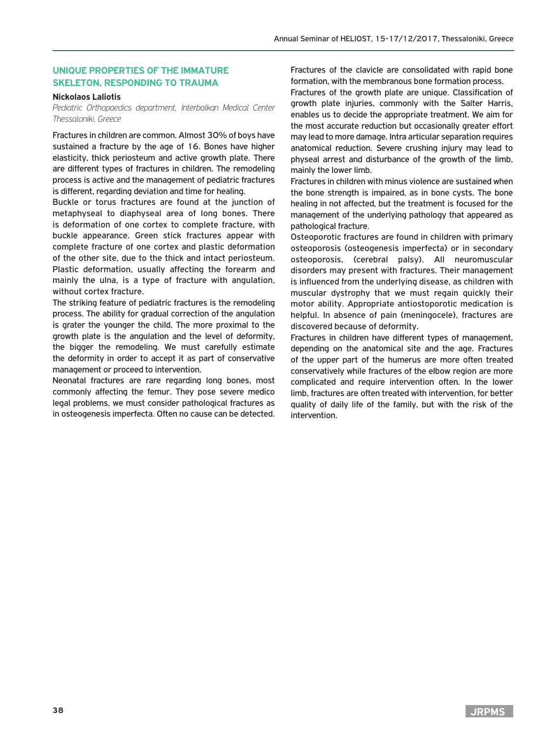## UNIQUE PROPERTIES OF THE IMMATURE SKELETON, RESPONDING TO TRAUMA

**Nickolaos Laliotis**

*Pediatric Orthopaedics department, Interbalkan Medical Center Thessaloniki, Greece*

Fractures in children are common. Almost 30% of boys have sustained a fracture by the age of 16. Bones have higher elasticity, thick periosteum and active growth plate. There are different types of fractures in children. The remodeling process is active and the management of pediatric fractures is different, regarding deviation and time for healing.

Buckle or torus fractures are found at the junction of metaphyseal to diaphyseal area of long bones. There is deformation of one cortex to complete fracture, with buckle appearance. Green stick fractures appear with complete fracture of one cortex and plastic deformation of the other site, due to the thick and intact periosteum. Plastic deformation, usually affecting the forearm and mainly the ulna, is a type of fracture with angulation, without cortex fracture.

The striking feature of pediatric fractures is the remodeling process. The ability for gradual correction of the angulation is grater the younger the child. The more proximal to the growth plate is the angulation and the level of deformity, the bigger the remodeling. We must carefully estimate the deformity in order to accept it as part of conservative management or proceed to intervention.

Neonatal fractures are rare regarding long bones, most commonly affecting the femur. They pose severe medico legal problems, we must consider pathological fractures as in osteogenesis imperfecta. Often no cause can be detected.

Fractures of the clavicle are consolidated with rapid bone formation, with the membranous bone formation process.

Fractures of the growth plate are unique. Classification of growth plate injuries, commonly with the Salter Harris, enables us to decide the appropriate treatment. We aim for the most accurate reduction but occasionally greater effort may lead to more damage. Intra articular separation requires anatomical reduction. Severe crushing injury may lead to physeal arrest and disturbance of the growth of the limb, mainly the lower limb.

Fractures in children with minus violence are sustained when the bone strength is impaired, as in bone cysts. The bone healing in not affected, but the treatment is focused for the management of the underlying pathology that appeared as pathological fracture.

Osteoporotic fractures are found in children with primary osteoporosis (osteogenesis imperfecta) or in secondary osteoporosis, (cerebral palsy). All neuromuscular disorders may present with fractures. Their management is influenced from the underlying disease, as children with muscular dystrophy that we must regain quickly their motor ability. Appropriate antiostoporotic medication is helpful. In absence of pain (meningocele), fractures are discovered because of deformity.

Fractures in children have different types of management, depending on the anatomical site and the age. Fractures of the upper part of the humerus are more often treated conservatively while fractures of the elbow region are more complicated and require intervention often. In the lower limb, fractures are often treated with intervention, for better quality of daily life of the family, but with the risk of the intervention.